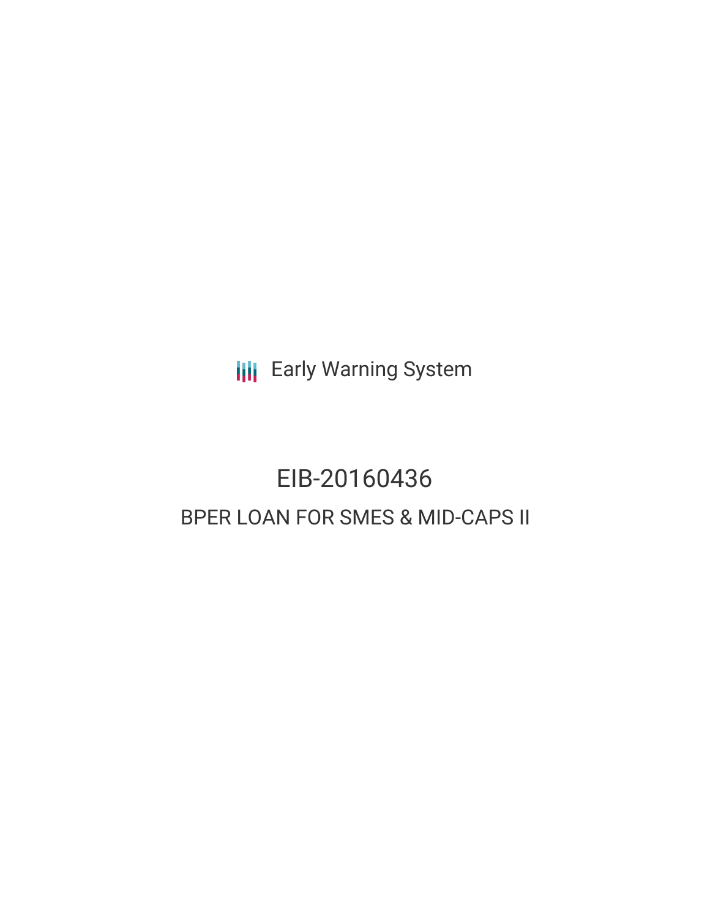Early Warning System

# EIB-20160436

## BPER LOAN FOR SMES & MID-CAPS II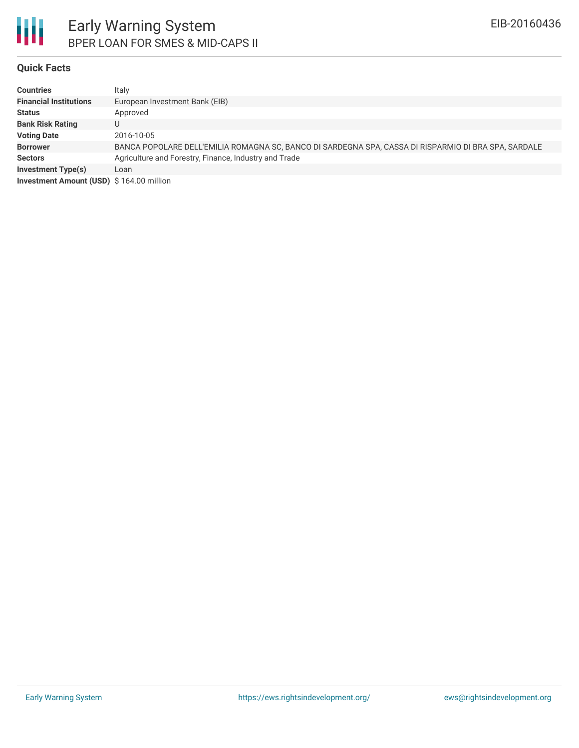# Early Warning System

## BPER LOAN FOR SMES & MID-CAPS II

EIB-20160436

### Quick Facts

| | |
|---|---|
| **Countries** | Italy |
| **Financial Institutions** | European Investment Bank (EIB) |
| **Status** | Approved |
| **Bank Risk Rating** | U |
| **Voting Date** | 2016-10-05 |
| **Borrower** | BANCA POPOLARE DELL'EMILIA ROMAGNA SC, BANCO DI SARDEGNA SPA, CASSA DI RISPARMIO DI BRA SPA, SARDALE |
| **Sectors** | Agriculture and Forestry, Finance, Industry and Trade |
| **Investment Type(s)** | Loan |
| **Investment Amount (USD)** | $ 164.00 million |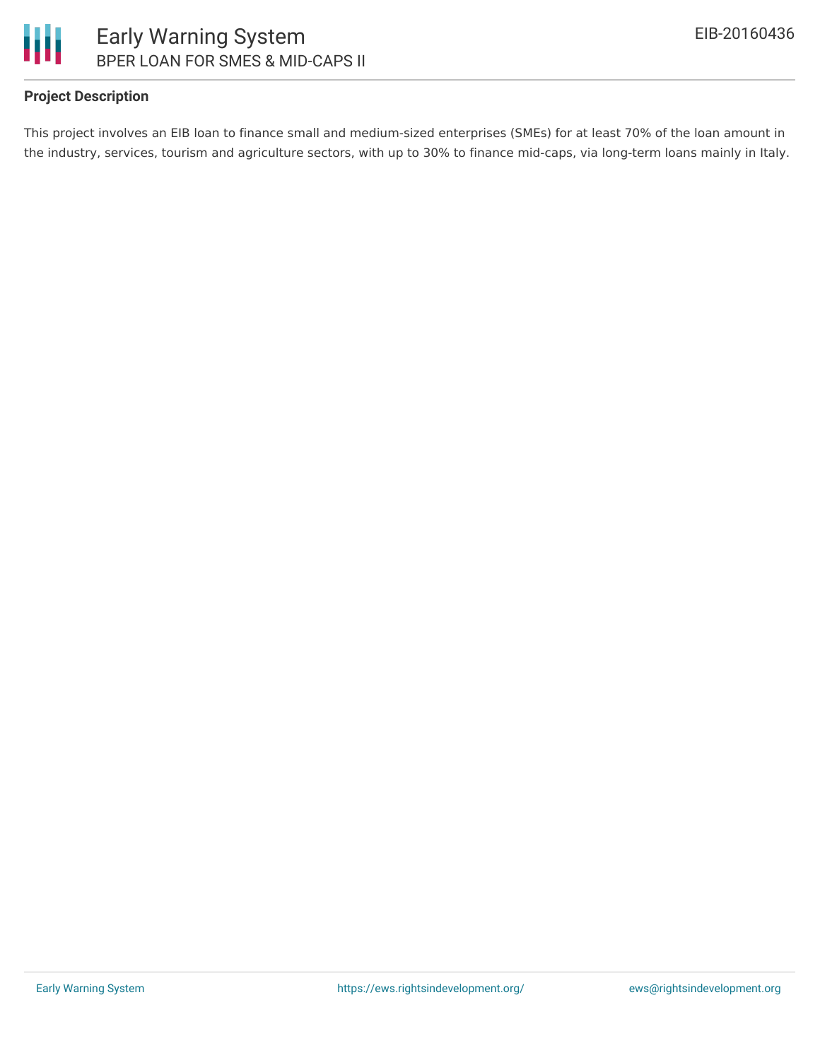### Project Description

This project involves an EIB loan to finance small and medium-sized enterprises (SMEs) for at least 70% of the loan amount in the industry, services, tourism and agriculture sectors, with up to 30% to finance mid-caps, via long-term loans mainly in Italy.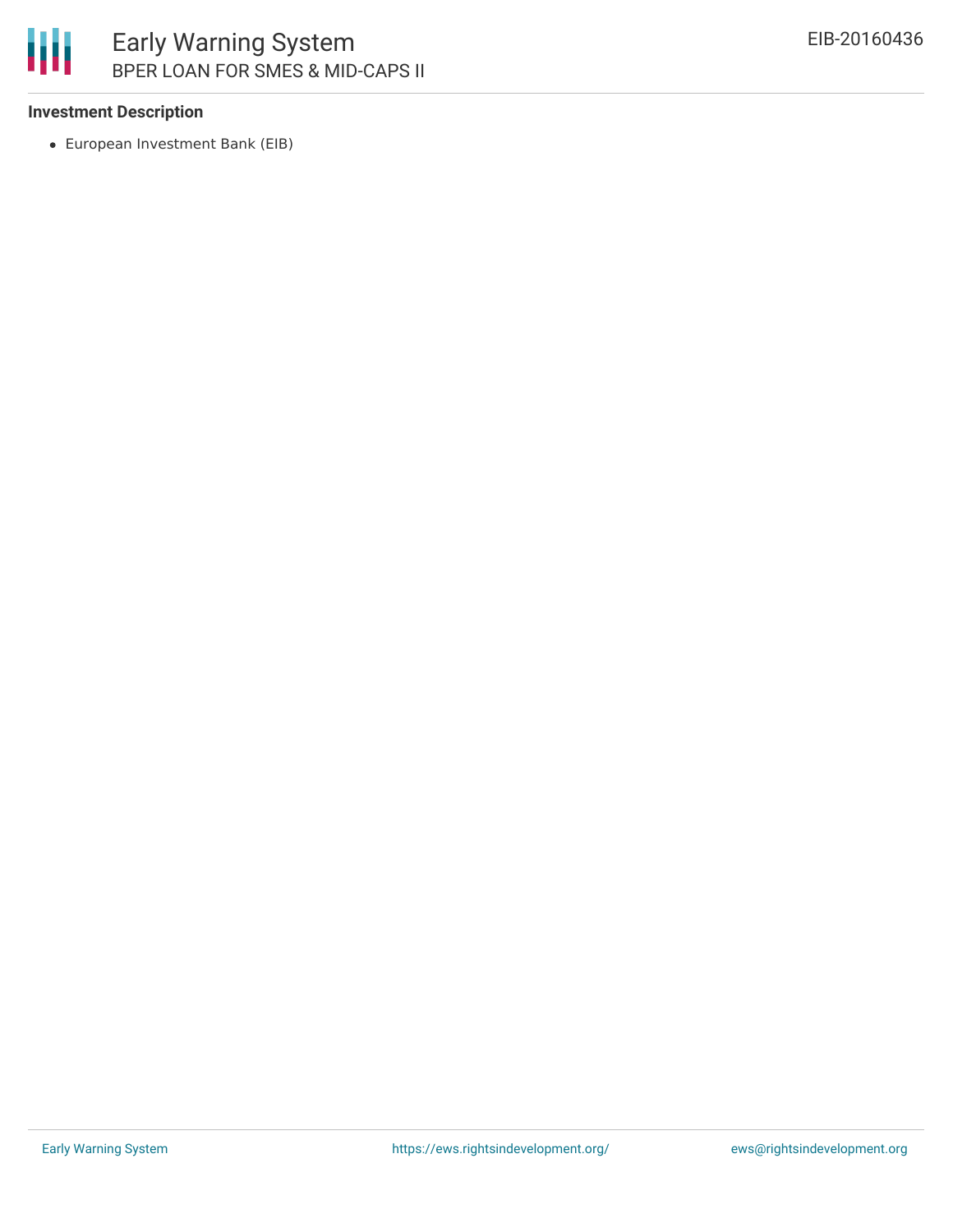**Investment Description**

- European Investment Bank (EIB)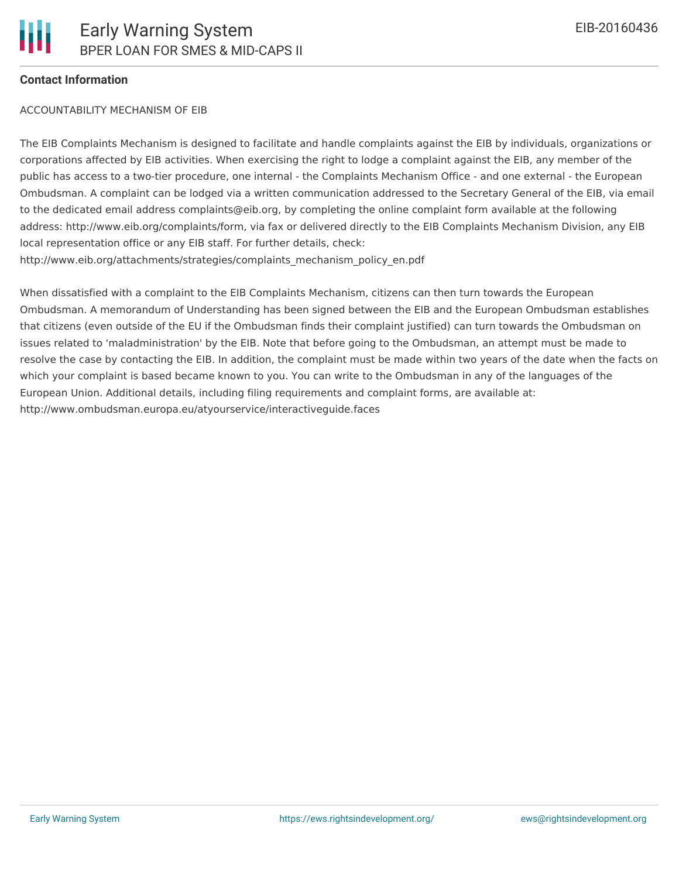**Contact Information**

ACCOUNTABILITY MECHANISM OF EIB

The EIB Complaints Mechanism is designed to facilitate and handle complaints against the EIB by individuals, organizations or corporations affected by EIB activities. When exercising the right to lodge a complaint against the EIB, any member of the public has access to a two-tier procedure, one internal - the Complaints Mechanism Office - and one external - the European Ombudsman. A complaint can be lodged via a written communication addressed to the Secretary General of the EIB, via email to the dedicated email address complaints@eib.org, by completing the online complaint form available at the following address: http://www.eib.org/complaints/form, via fax or delivered directly to the EIB Complaints Mechanism Division, any EIB local representation office or any EIB staff. For further details, check: http://www.eib.org/attachments/strategies/complaints_mechanism_policy_en.pdf

When dissatisfied with a complaint to the EIB Complaints Mechanism, citizens can then turn towards the European Ombudsman. A memorandum of Understanding has been signed between the EIB and the European Ombudsman establishes that citizens (even outside of the EU if the Ombudsman finds their complaint justified) can turn towards the Ombudsman on issues related to 'maladministration' by the EIB. Note that before going to the Ombudsman, an attempt must be made to resolve the case by contacting the EIB. In addition, the complaint must be made within two years of the date when the facts on which your complaint is based became known to you. You can write to the Ombudsman in any of the languages of the European Union. Additional details, including filing requirements and complaint forms, are available at: http://www.ombudsman.europa.eu/atyourservice/interactiveguide.faces